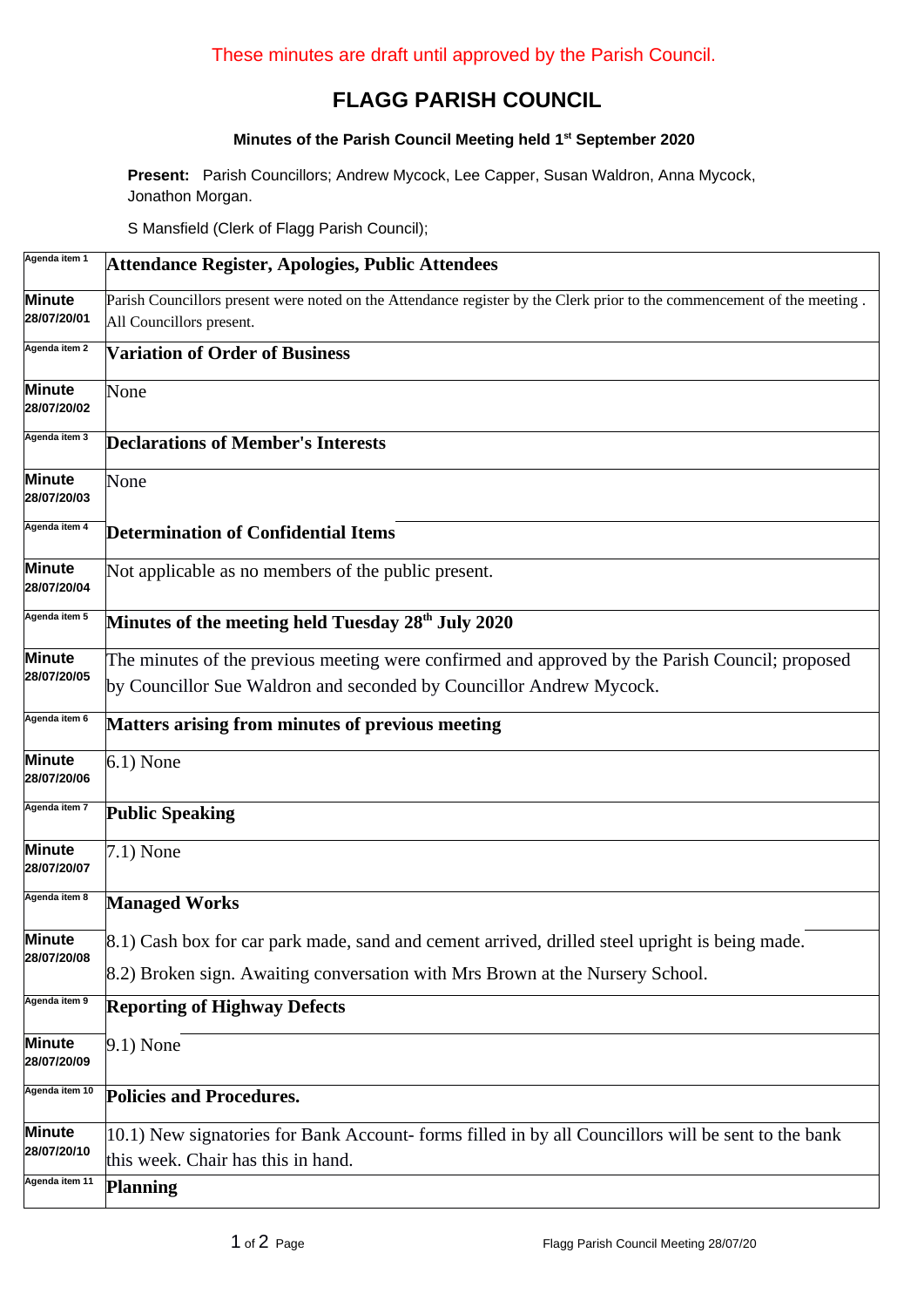These minutes are draft until approved by the Parish Council.

# FLAGG PARISH COUNCIL

### Minutes of the Parish Council Meeting held 1st September 2020

**Present:** Parish Councillors; Andrew Mycock, Lee Capper, Susan Waldron, Anna Mycock, Jonathon Morgan.

S Mansfield (Clerk of Flagg Parish Council);

| Agenda item 1 | **Attendance Register, Apologies, Public Attendees** |
|---|---|
| **Minute 28/07/20/01** | Parish Councillors present were noted on the Attendance register by the Clerk prior to the commencement of the meeting . All Councillors present. |
| Agenda item 2 | **Variation of Order of Business** |
| **Minute 28/07/20/02** | None |
| Agenda item 3 | **Declarations of Member's Interests** |
| **Minute 28/07/20/03** | None |
| Agenda item 4 | **Determination of Confidential Items** |
| **Minute 28/07/20/04** | Not applicable as no members of the public present. |
| Agenda item 5 | **Minutes of the meeting held Tuesday 28th July 2020** |
| **Minute 28/07/20/05** | The minutes of the previous meeting were confirmed and approved by the Parish Council; proposed by Councillor Sue Waldron and seconded by Councillor Andrew Mycock. |
| Agenda item 6 | **Matters arising from minutes of previous meeting** |
| **Minute 28/07/20/06** | 6.1) None |
| Agenda item 7 | **Public Speaking** |
| **Minute 28/07/20/07** | 7.1) None |
| Agenda item 8 | **Managed Works** |
| **Minute 28/07/20/08** | 8.1) Cash box for car park made, sand and cement arrived, drilled steel upright is being made.<br>8.2) Broken sign. Awaiting conversation with Mrs Brown at the Nursery School. |
| Agenda item 9 | **Reporting of Highway Defects** |
| **Minute 28/07/20/09** | 9.1) None |
| Agenda item 10 | **Policies and Procedures.** |
| **Minute 28/07/20/10** | 10.1) New signatories for Bank Account- forms filled in by all Councillors will be sent to the bank this week. Chair has this in hand. |
| Agenda item 11 | **Planning** |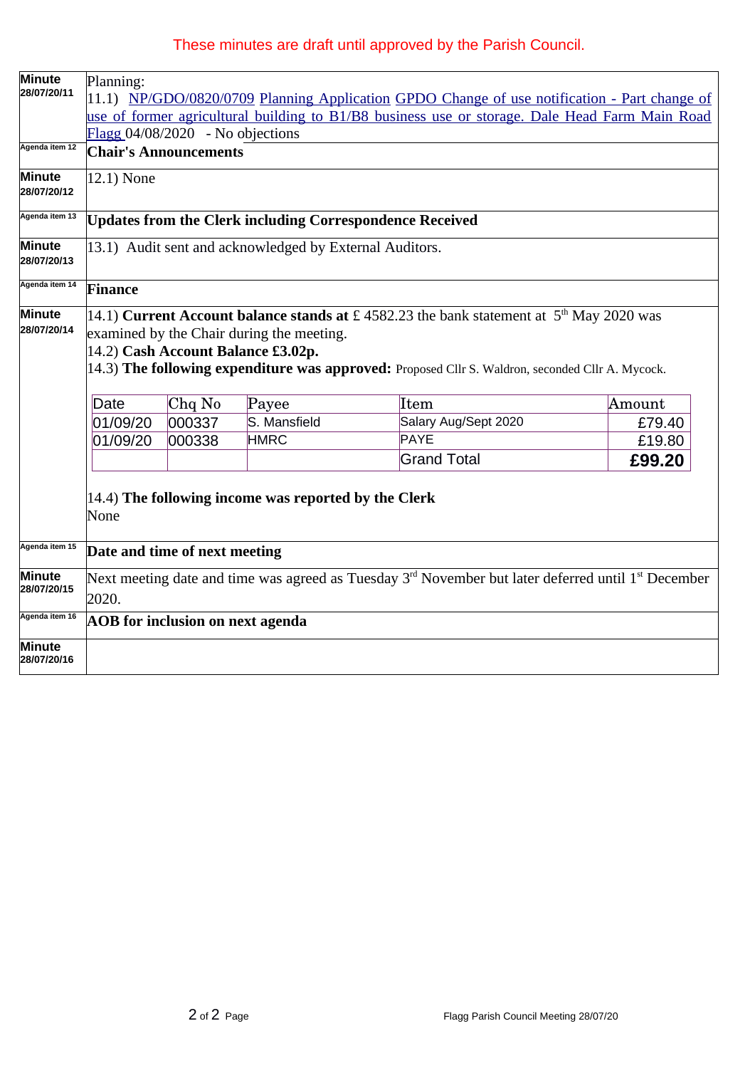These minutes are draft until approved by the Parish Council.

| | |
|---|---|
| **Minute 28/07/20/11** | Planning:<br>11.1) NP/GDO/0820/0709 Planning Application GPDO Change of use notification - Part change of use of former agricultural building to B1/B8 business use or storage. Dale Head Farm Main Road Flagg 04/08/2020 - No objections |
| Agenda item 12 | **Chair's Announcements** |
| **Minute 28/07/20/12** | 12.1) None |
| Agenda item 13 | **Updates from the Clerk including Correspondence Received** |
| **Minute 28/07/20/13** | 13.1) Audit sent and acknowledged by External Auditors. |
| Agenda item 14 | **Finance** |
| **Minute 28/07/20/14** | 14.1) **Current Account balance stands at** £ 4582.23 the bank statement at 5th May 2020 was examined by the Chair during the meeting.<br>14.2) **Cash Account Balance £3.02p.**<br>14.3) **The following expenditure was approved:** Proposed Cllr S. Waldron, seconded Cllr A. Mycock. |

| Date | Chq No | Payee | Item | Amount |
|---|---|---|---|---|
| 01/09/20 | 000337 | S. Mansfield | Salary Aug/Sept 2020 | £79.40 |
| 01/09/20 | 000338 | HMRC | PAYE | £19.80 |
| | | | Grand Total | **£99.20** |

14.4) **The following income was reported by the Clerk**
None

| | |
|---|---|
| Agenda item 15 | **Date and time of next meeting** |
| **Minute 28/07/20/15** | Next meeting date and time was agreed as Tuesday 3rd November but later deferred until 1st December 2020. |
| Agenda item 16 | **AOB for inclusion on next agenda** |
| **Minute 28/07/20/16** | |